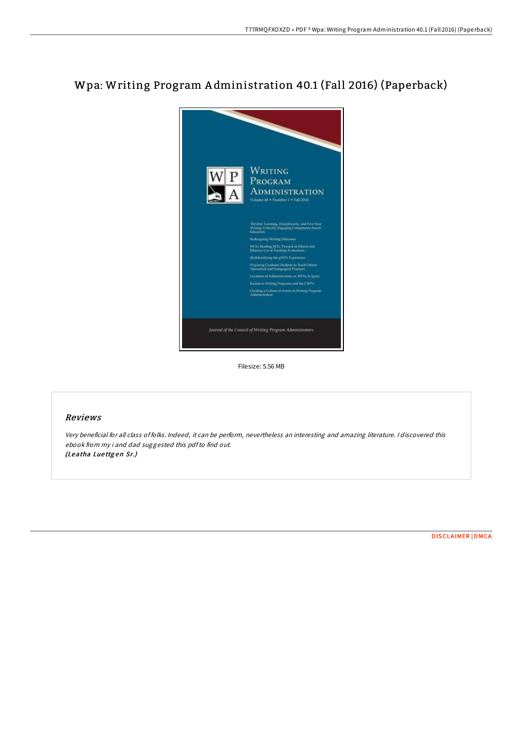# Wpa: Writing Program Administration 40.1 (Fall 2016) (Paperback)

Filesize: 5.56 MB

## *Reviews*

*Very beneficial for all class of folks. Indeed, it can be perform, nevertheless an interesting and amazing literature. I discovered this ebook from my i and dad suggested this pdf to find out.*
*(Leatha Luettgen Sr.)*

DISCLAIMER | DMCA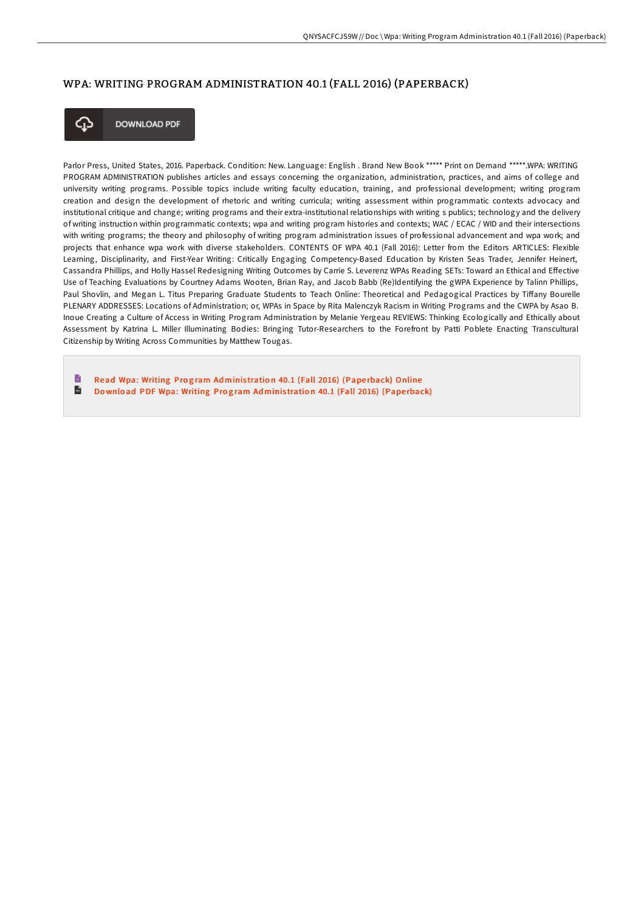# WPA: WRITING PROGRAM ADMINISTRATION 40.1 (FALL 2016) (PAPERBACK)

DOWNLOAD PDF

Parlor Press, United States, 2016. Paperback. Condition: New. Language: English . Brand New Book ***** Print on Demand *****.WPA: WRITING PROGRAM ADMINISTRATION publishes articles and essays concerning the organization, administration, practices, and aims of college and university writing programs. Possible topics include writing faculty education, training, and professional development; writing program creation and design the development of rhetoric and writing curricula; writing assessment within programmatic contexts advocacy and institutional critique and change; writing programs and their extra-institutional relationships with writing s publics; technology and the delivery of writing instruction within programmatic contexts; wpa and writing program histories and contexts; WAC / ECAC / WID and their intersections with writing programs; the theory and philosophy of writing program administration issues of professional advancement and wpa work; and projects that enhance wpa work with diverse stakeholders. CONTENTS OF WPA 40.1 (Fall 2016): Letter from the Editors ARTICLES: Flexible Learning, Disciplinarity, and First-Year Writing: Critically Engaging Competency-Based Education by Kristen Seas Trader, Jennifer Heinert, Cassandra Phillips, and Holly Hassel Redesigning Writing Outcomes by Carrie S. Leverenz WPAs Reading SETs: Toward an Ethical and Effective Use of Teaching Evaluations by Courtney Adams Wooten, Brian Ray, and Jacob Babb (Re)Identifying the gWPA Experience by Talinn Phillips, Paul Shovlin, and Megan L. Titus Preparing Graduate Students to Teach Online: Theoretical and Pedagogical Practices by Tiffany Bourelle PLENARY ADDRESSES: Locations of Administration; or, WPAs in Space by Rita Malenczyk Racism in Writing Programs and the CWPA by Asao B. Inoue Creating a Culture of Access in Writing Program Administration by Melanie Yergeau REVIEWS: Thinking Ecologically and Ethically about Assessment by Katrina L. Miller Illuminating Bodies: Bringing Tutor-Researchers to the Forefront by Patti Poblete Enacting Transcultural Citizenship by Writing Across Communities by Matthew Tougas.

- Read Wpa: Writing Program Administration 40.1 (Fall 2016) (Paperback) Online
- Download PDF Wpa: Writing Program Administration 40.1 (Fall 2016) (Paperback)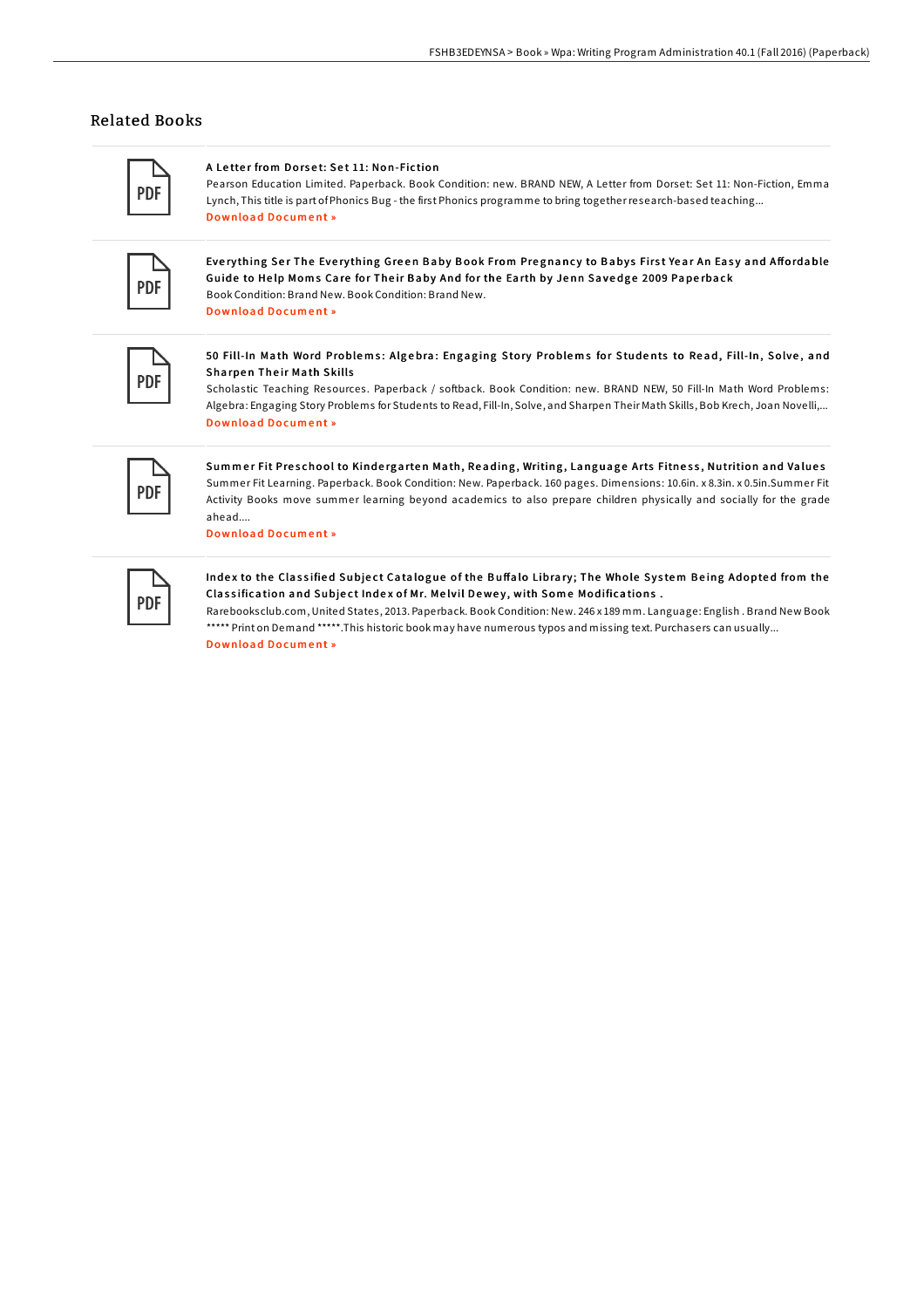## Related Books

**A Letter from Dorset: Set 11: Non-Fiction**

Pearson Education Limited. Paperback. Book Condition: new. BRAND NEW, A Letter from Dorset: Set 11: Non-Fiction, Emma Lynch, This title is part of Phonics Bug - the first Phonics programme to bring together research-based teaching...

Download Document »

**Everything Ser The Everything Green Baby Book From Pregnancy to Babys First Year An Easy and Affordable Guide to Help Moms Care for Their Baby And for the Earth by Jenn Savedge 2009 Paperback**

Book Condition: Brand New. Book Condition: Brand New.

Download Document »

**50 Fill-In Math Word Problems: Algebra: Engaging Story Problems for Students to Read, Fill-In, Solve, and Sharpen Their Math Skills**

Scholastic Teaching Resources. Paperback / softback. Book Condition: new. BRAND NEW, 50 Fill-In Math Word Problems: Algebra: Engaging Story Problems for Students to Read, Fill-In, Solve, and Sharpen Their Math Skills, Bob Krech, Joan Novelli,...

Download Document »

**Summer Fit Preschool to Kindergarten Math, Reading, Writing, Language Arts Fitness, Nutrition and Values**

Summer Fit Learning. Paperback. Book Condition: New. Paperback. 160 pages. Dimensions: 10.6in. x 8.3in. x 0.5in.Summer Fit Activity Books move summer learning beyond academics to also prepare children physically and socially for the grade ahead....

Download Document »

**Index to the Classified Subject Catalogue of the Buffalo Library; The Whole System Being Adopted from the Classification and Subject Index of Mr. Melvil Dewey, with Some Modifications .**

Rarebooksclub.com, United States, 2013. Paperback. Book Condition: New. 246 x 189 mm. Language: English . Brand New Book ***** Print on Demand *****.This historic book may have numerous typos and missing text. Purchasers can usually...

Download Document »